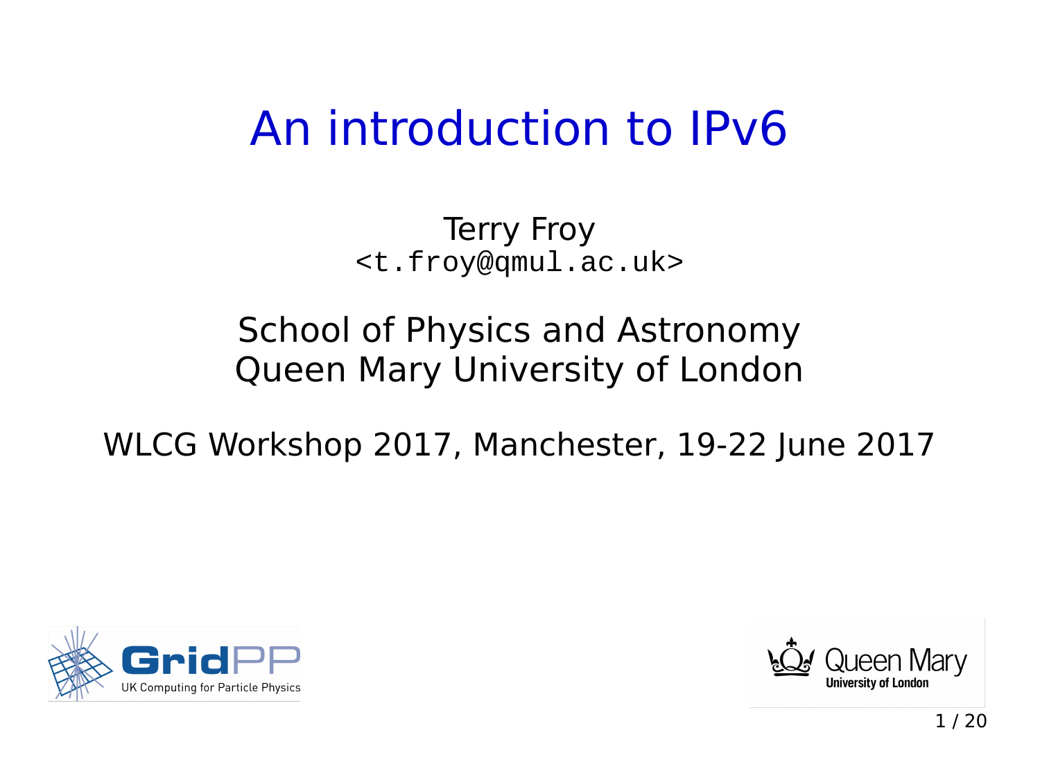# An introduction to IPv6

Terry Froy
<t.froy@qmul.ac.uk>

School of Physics and Astronomy
Queen Mary University of London

WLCG Workshop 2017, Manchester, 19-22 June 2017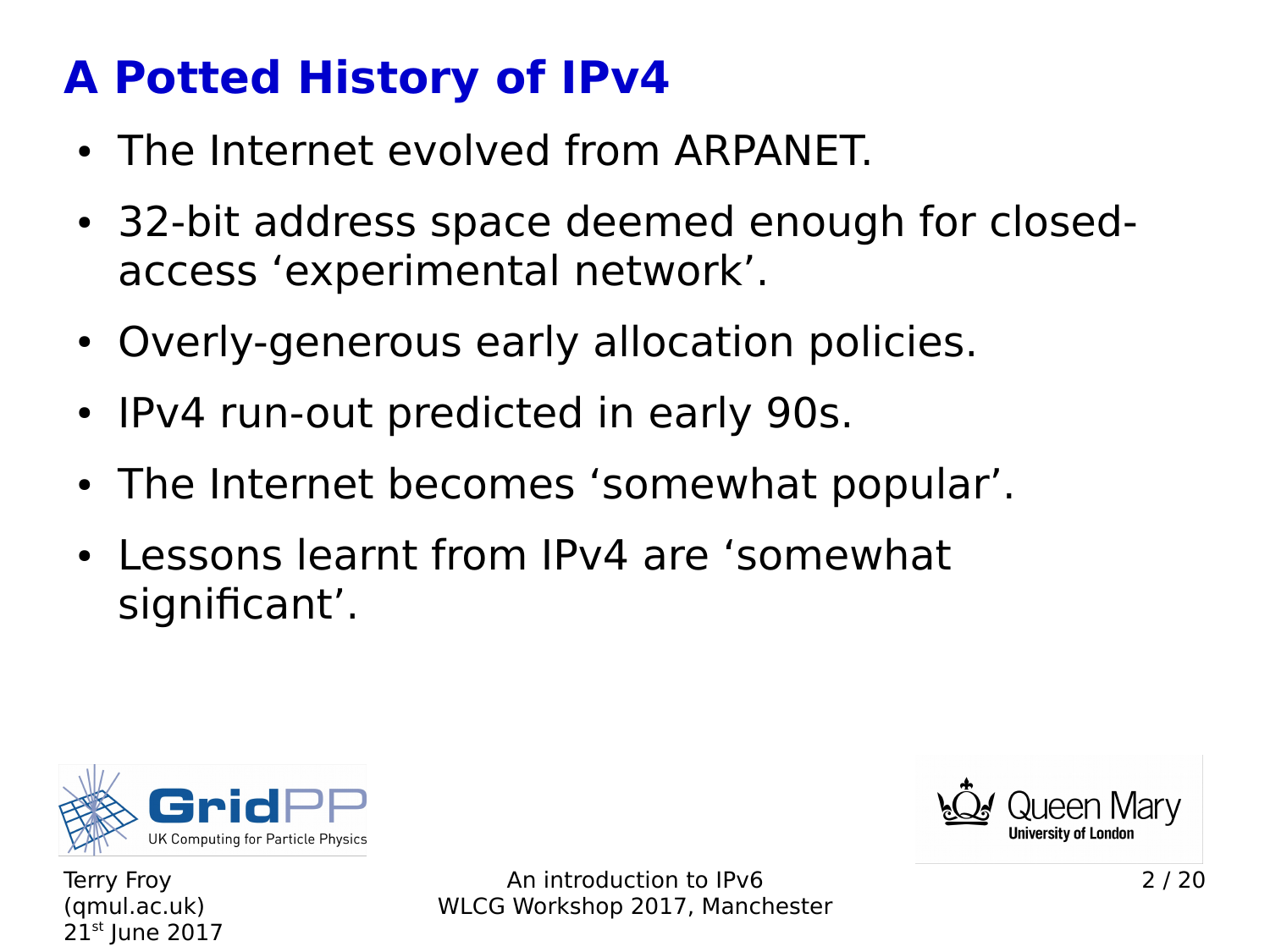# A Potted History of IPv4

- The Internet evolved from ARPANET.
- 32-bit address space deemed enough for closed-access 'experimental network'.
- Overly-generous early allocation policies.
- IPv4 run-out predicted in early 90s.
- The Internet becomes 'somewhat popular'.
- Lessons learnt from IPv4 are 'somewhat significant'.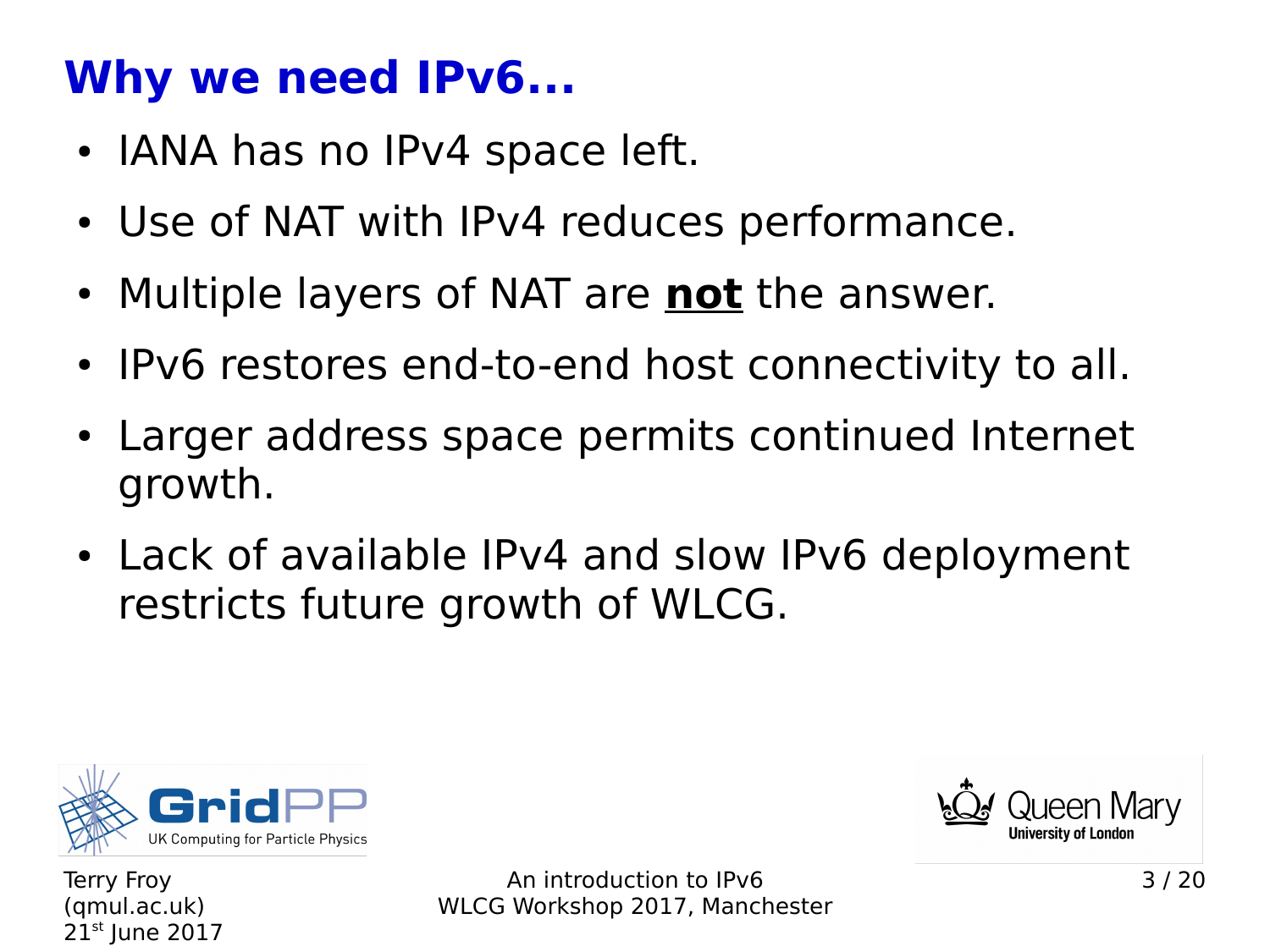# Why we need IPv6...

- IANA has no IPv4 space left.
- Use of NAT with IPv4 reduces performance.
- Multiple layers of NAT are **<u>not</u>** the answer.
- IPv6 restores end-to-end host connectivity to all.
- Larger address space permits continued Internet growth.
- Lack of available IPv4 and slow IPv6 deployment restricts future growth of WLCG.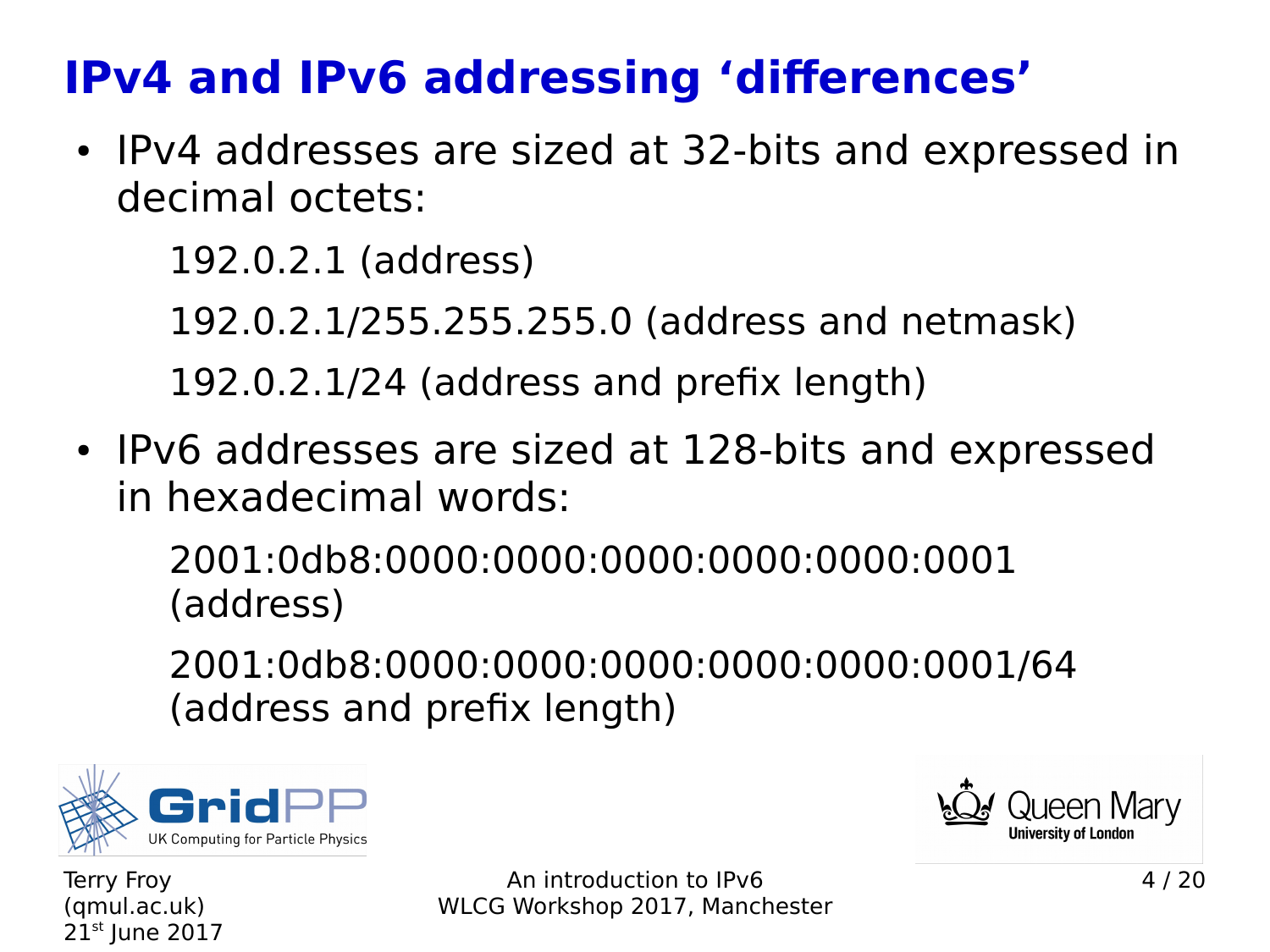# IPv4 and IPv6 addressing 'differences'

- IPv4 addresses are sized at 32-bits and expressed in decimal octets:

  192.0.2.1 (address)

  192.0.2.1/255.255.255.0 (address and netmask)

  192.0.2.1/24 (address and prefix length)

- IPv6 addresses are sized at 128-bits and expressed in hexadecimal words:

  2001:0db8:0000:0000:0000:0000:0000:0001 (address)

  2001:0db8:0000:0000:0000:0000:0000:0001/64 (address and prefix length)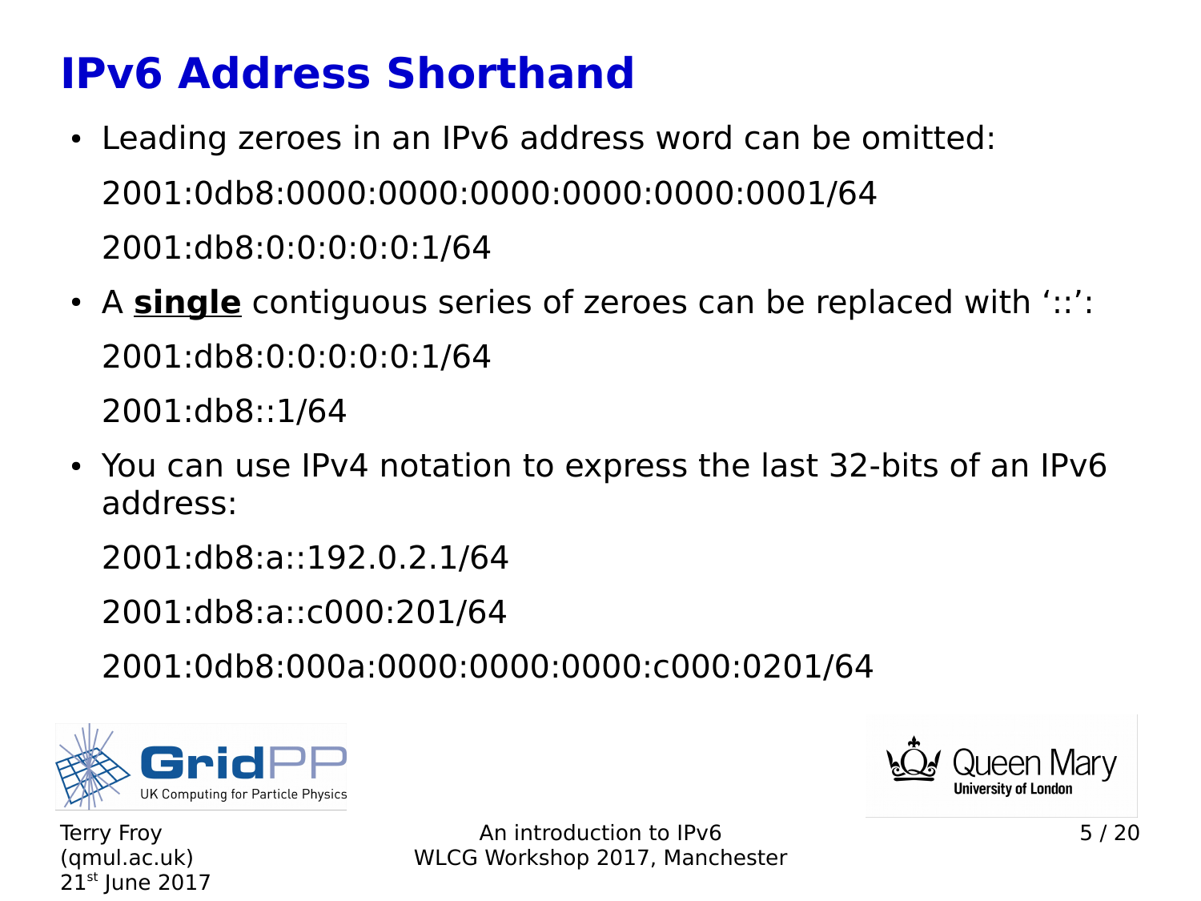# IPv6 Address Shorthand

- Leading zeroes in an IPv6 address word can be omitted:

  2001:0db8:0000:0000:0000:0000:0000:0001/64

  2001:db8:0:0:0:0:0:1/64

- A **single** contiguous series of zeroes can be replaced with '::':

  2001:db8:0:0:0:0:0:1/64

  2001:db8::1/64

- You can use IPv4 notation to express the last 32-bits of an IPv6 address:

  2001:db8:a::192.0.2.1/64

  2001:db8:a::c000:201/64

  2001:0db8:000a:0000:0000:0000:c000:0201/64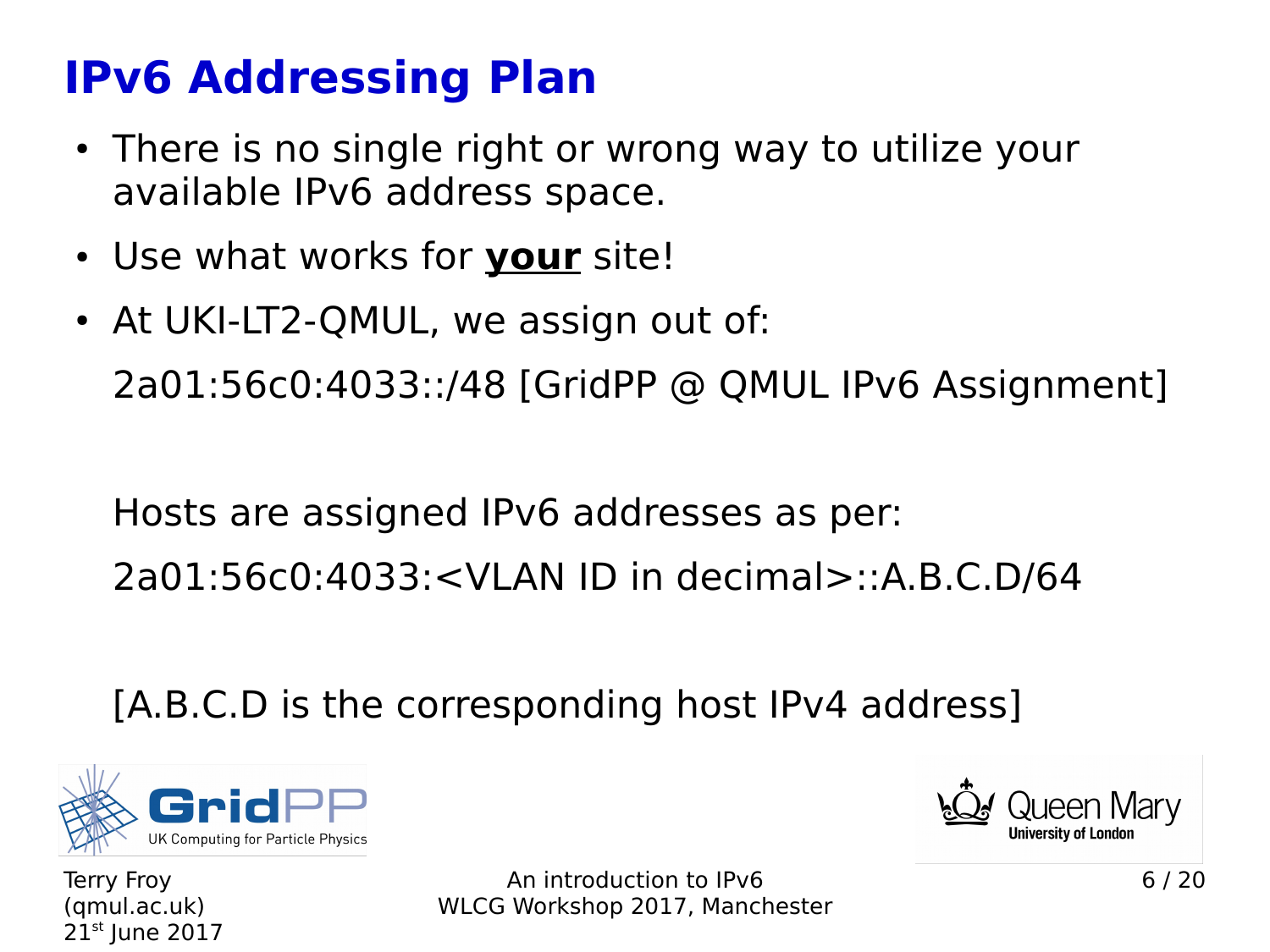# IPv6 Addressing Plan

- There is no single right or wrong way to utilize your available IPv6 address space.
- Use what works for **<u>your</u>** site!
- At UKI-LT2-QMUL, we assign out of:

  2a01:56c0:4033::/48 [GridPP @ QMUL IPv6 Assignment]

  Hosts are assigned IPv6 addresses as per:

  2a01:56c0:4033:<VLAN ID in decimal>::A.B.C.D/64

  [A.B.C.D is the corresponding host IPv4 address]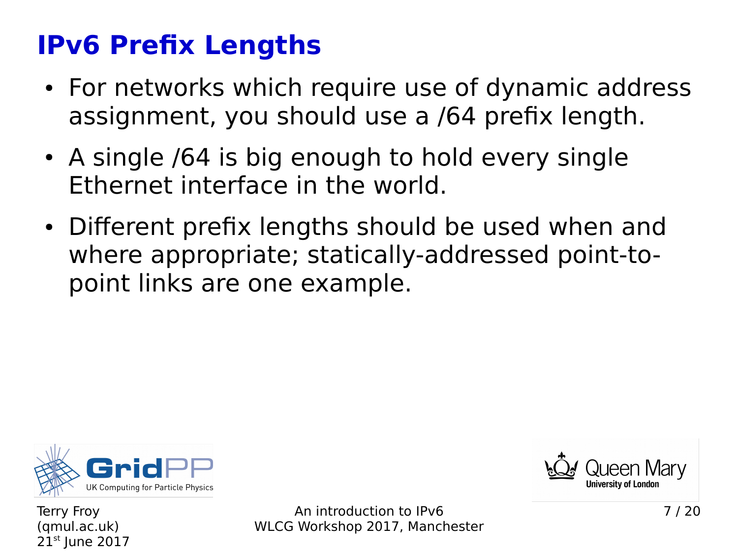# IPv6 Prefix Lengths

- For networks which require use of dynamic address assignment, you should use a /64 prefix length.
- A single /64 is big enough to hold every single Ethernet interface in the world.
- Different prefix lengths should be used when and where appropriate; statically-addressed point-to-point links are one example.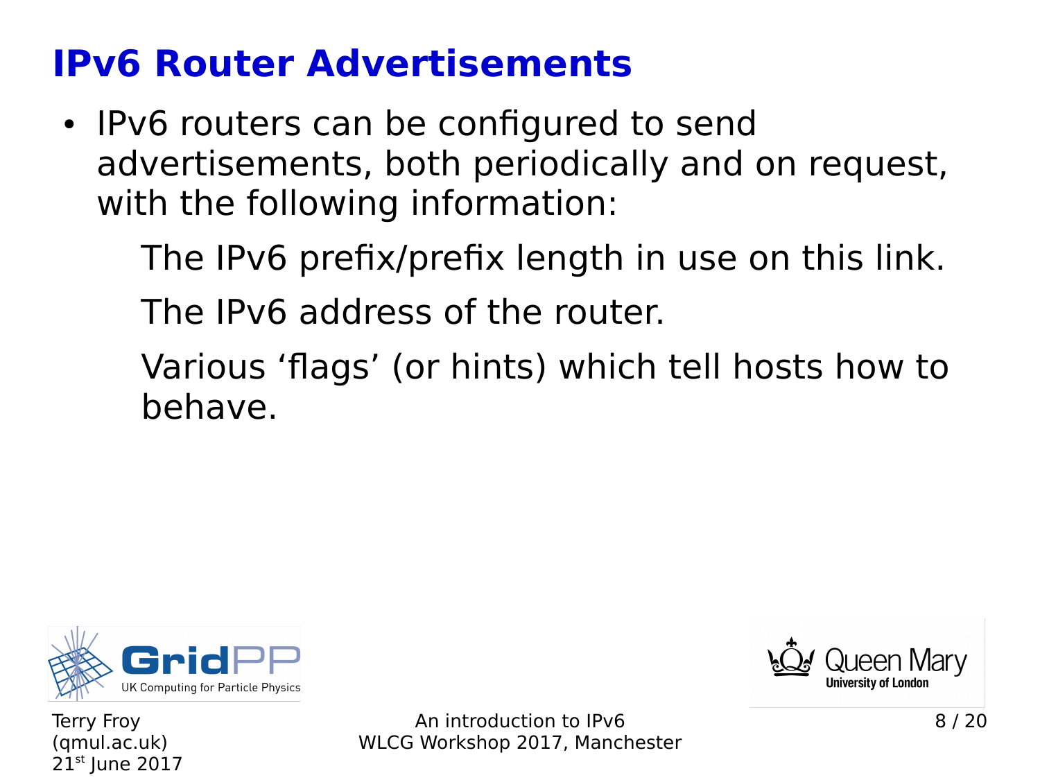# IPv6 Router Advertisements

- IPv6 routers can be configured to send advertisements, both periodically and on request, with the following information:

  The IPv6 prefix/prefix length in use on this link.

  The IPv6 address of the router.

  Various ‘flags’ (or hints) which tell hosts how to behave.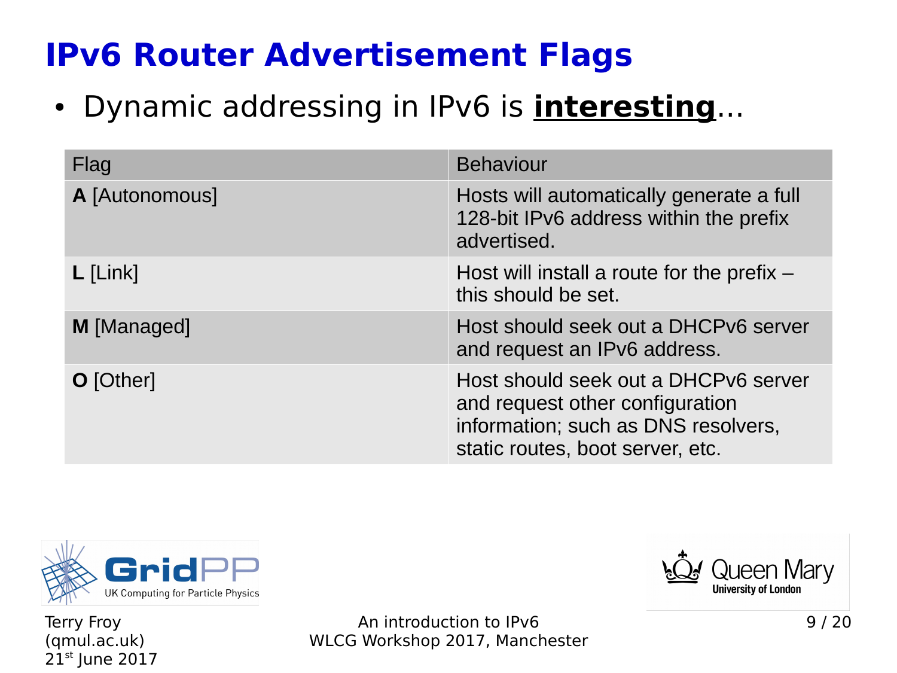# IPv6 Router Advertisement Flags

- Dynamic addressing in IPv6 is **interesting**...

| Flag | Behaviour |
| --- | --- |
| **A** [Autonomous] | Hosts will automatically generate a full 128-bit IPv6 address within the prefix advertised. |
| **L** [Link] | Host will install a route for the prefix – this should be set. |
| **M** [Managed] | Host should seek out a DHCPv6 server and request an IPv6 address. |
| **O** [Other] | Host should seek out a DHCPv6 server and request other configuration information; such as DNS resolvers, static routes, boot server, etc. |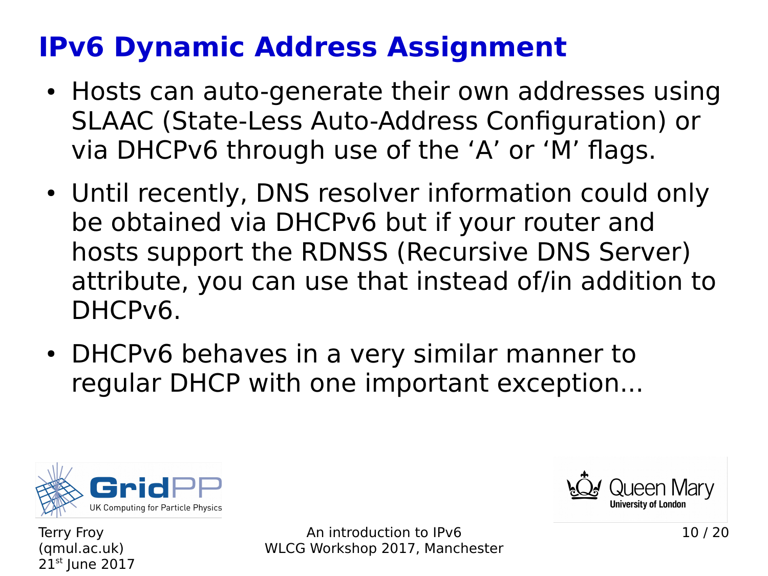# IPv6 Dynamic Address Assignment

- Hosts can auto-generate their own addresses using SLAAC (State-Less Auto-Address Configuration) or via DHCPv6 through use of the ‘A’ or ‘M’ flags.
- Until recently, DNS resolver information could only be obtained via DHCPv6 but if your router and hosts support the RDNSS (Recursive DNS Server) attribute, you can use that instead of/in addition to DHCPv6.
- DHCPv6 behaves in a very similar manner to regular DHCP with one important exception...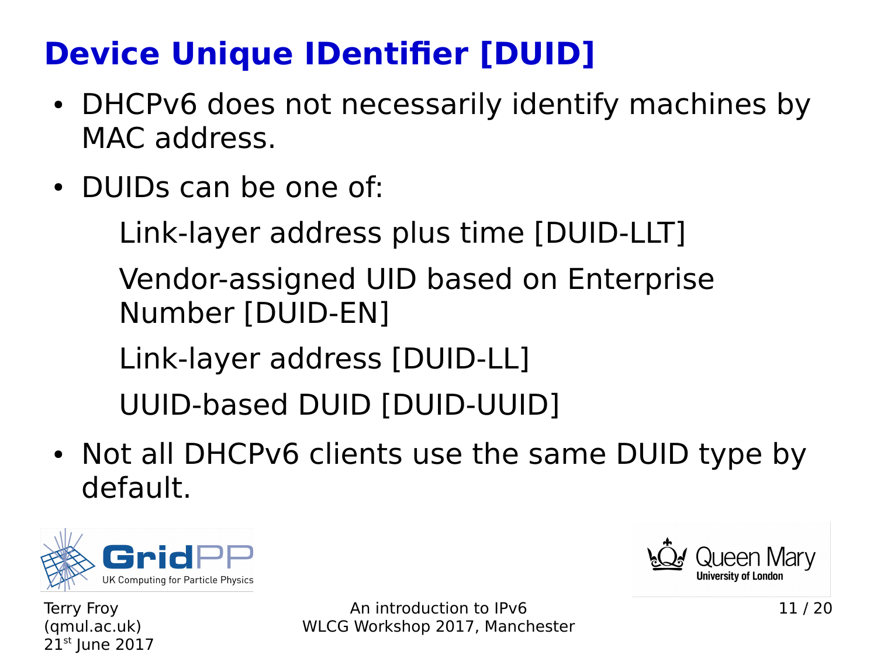# Device Unique IDentifier [DUID]

- DHCPv6 does not necessarily identify machines by MAC address.
- DUIDs can be one of:

  Link-layer address plus time [DUID-LLT]

  Vendor-assigned UID based on Enterprise Number [DUID-EN]

  Link-layer address [DUID-LL]

  UUID-based DUID [DUID-UUID]

- Not all DHCPv6 clients use the same DUID type by default.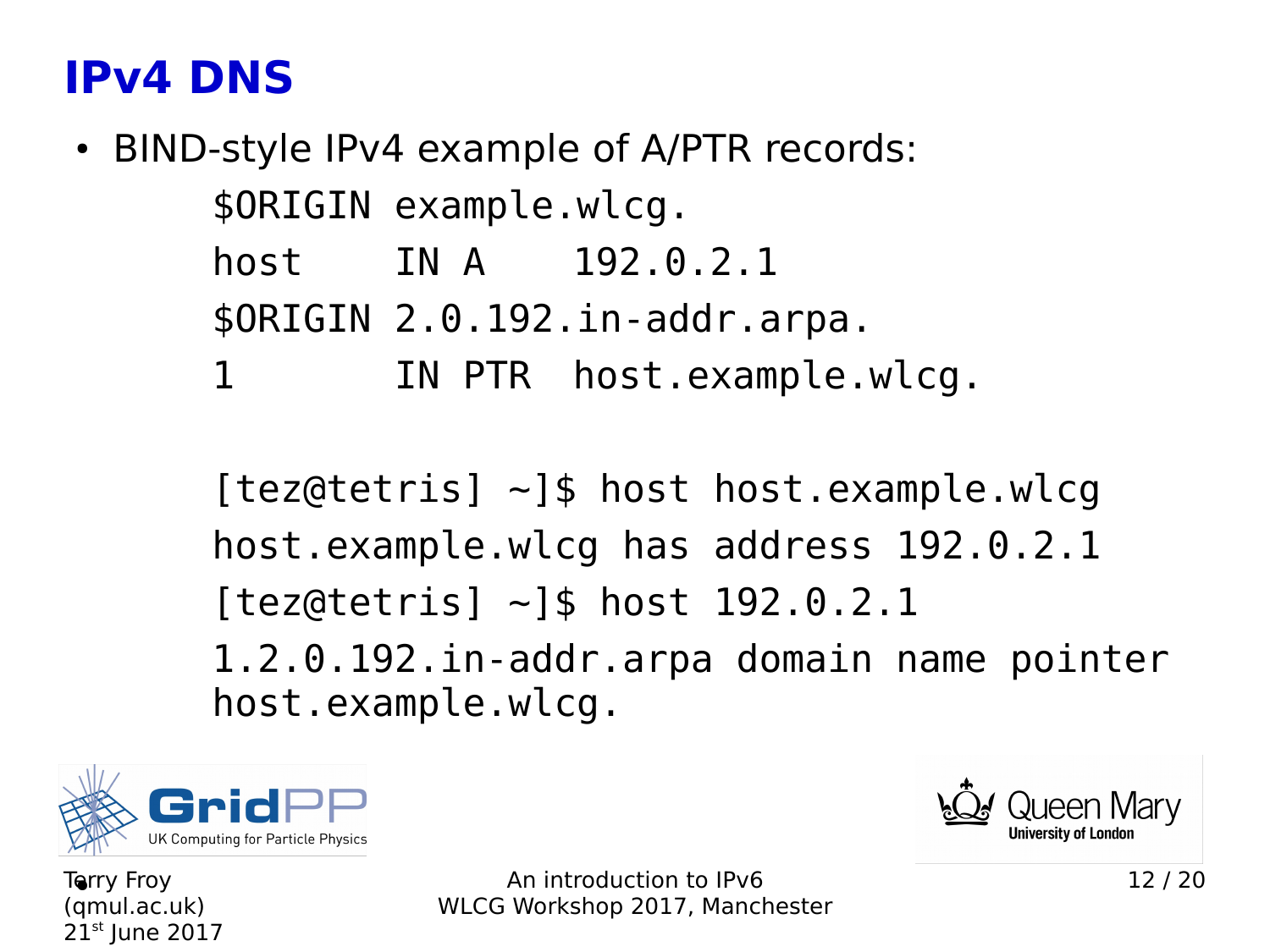# IPv4 DNS

- BIND-style IPv4 example of A/PTR records:

```
$ORIGIN example.wlcg.
host    IN A    192.0.2.1
$ORIGIN 2.0.192.in-addr.arpa.
1       IN PTR  host.example.wlcg.
```

```
[tez@tetris] ~]$ host host.example.wlcg
host.example.wlcg has address 192.0.2.1
[tez@tetris] ~]$ host 192.0.2.1
1.2.0.192.in-addr.arpa domain name pointer
host.example.wlcg.
```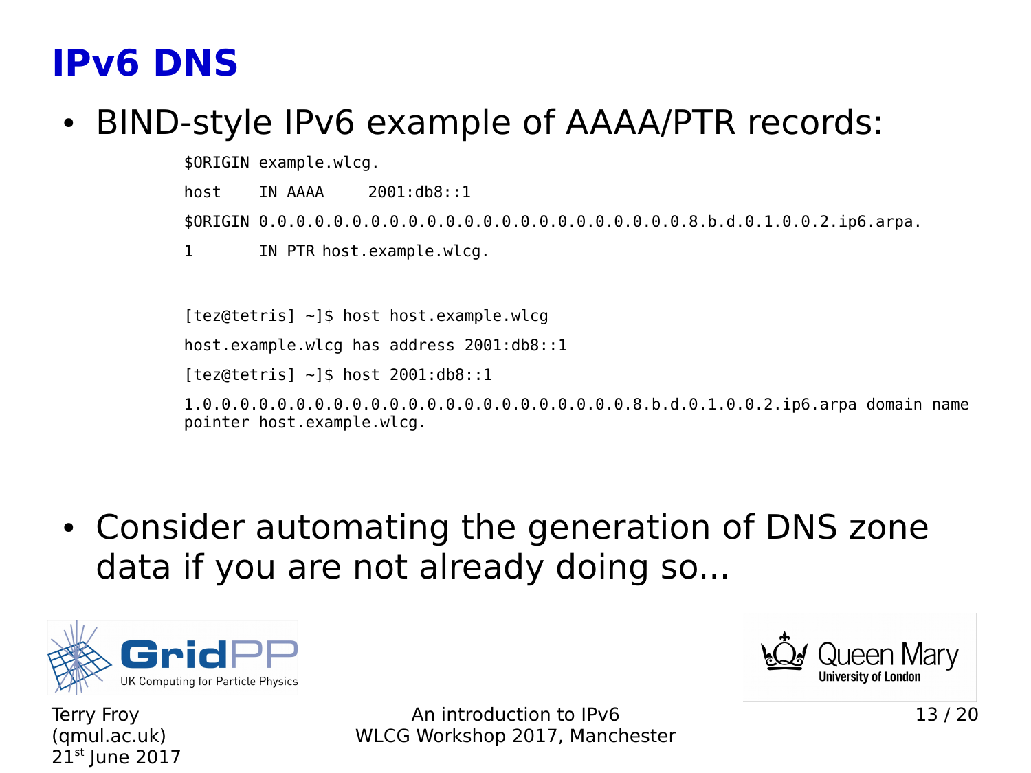# IPv6 DNS

- BIND-style IPv6 example of AAAA/PTR records:

```
$ORIGIN example.wlcg.
host    IN AAAA    2001:db8::1
$ORIGIN 0.0.0.0.0.0.0.0.0.0.0.0.0.0.0.0.0.0.0.0.0.0.0.0.8.b.d.0.1.0.0.2.ip6.arpa.
1       IN PTR host.example.wlcg.


[tez@tetris] ~]$ host host.example.wlcg
host.example.wlcg has address 2001:db8::1
[tez@tetris] ~]$ host 2001:db8::1
1.0.0.0.0.0.0.0.0.0.0.0.0.0.0.0.0.0.0.0.0.0.0.0.8.b.d.0.1.0.0.2.ip6.arpa domain name
pointer host.example.wlcg.
```

- Consider automating the generation of DNS zone data if you are not already doing so...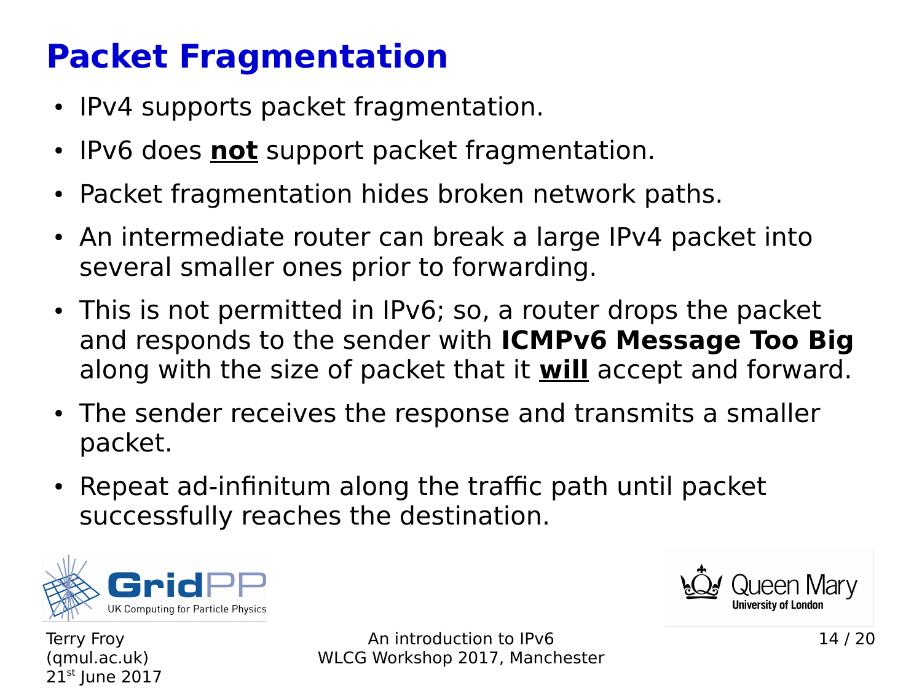# Packet Fragmentation

- IPv4 supports packet fragmentation.
- IPv6 does **not** support packet fragmentation.
- Packet fragmentation hides broken network paths.
- An intermediate router can break a large IPv4 packet into several smaller ones prior to forwarding.
- This is not permitted in IPv6; so, a router drops the packet and responds to the sender with **ICMPv6 Message Too Big** along with the size of packet that it **will** accept and forward.
- The sender receives the response and transmits a smaller packet.
- Repeat ad-infinitum along the traffic path until packet successfully reaches the destination.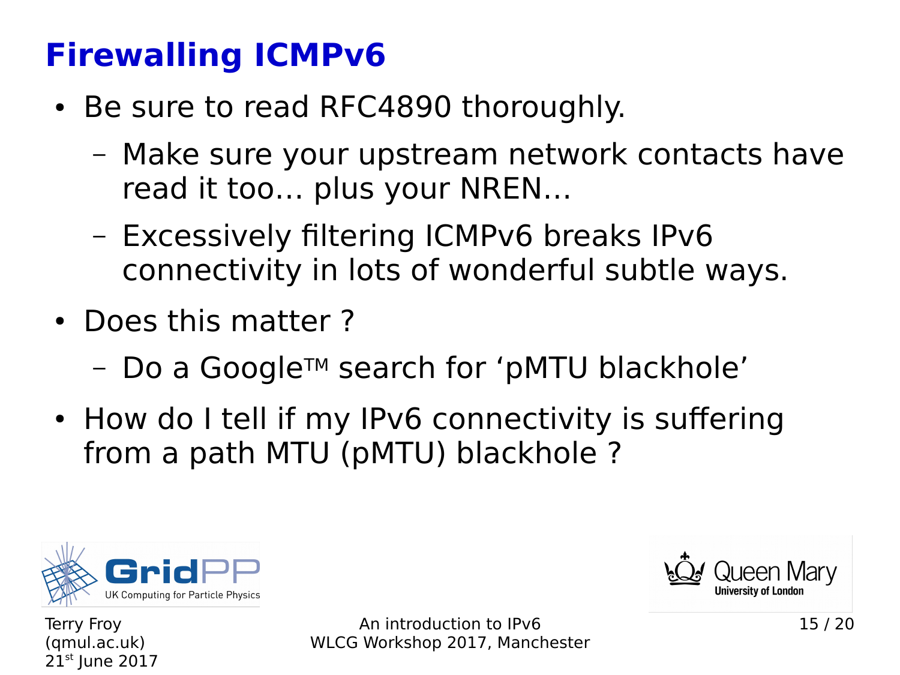# Firewalling ICMPv6

- Be sure to read RFC4890 thoroughly.
  - Make sure your upstream network contacts have read it too… plus your NREN…
  - Excessively filtering ICMPv6 breaks IPv6 connectivity in lots of wonderful subtle ways.
- Does this matter ?
  - Do a Google™ search for 'pMTU blackhole'
- How do I tell if my IPv6 connectivity is suffering from a path MTU (pMTU) blackhole ?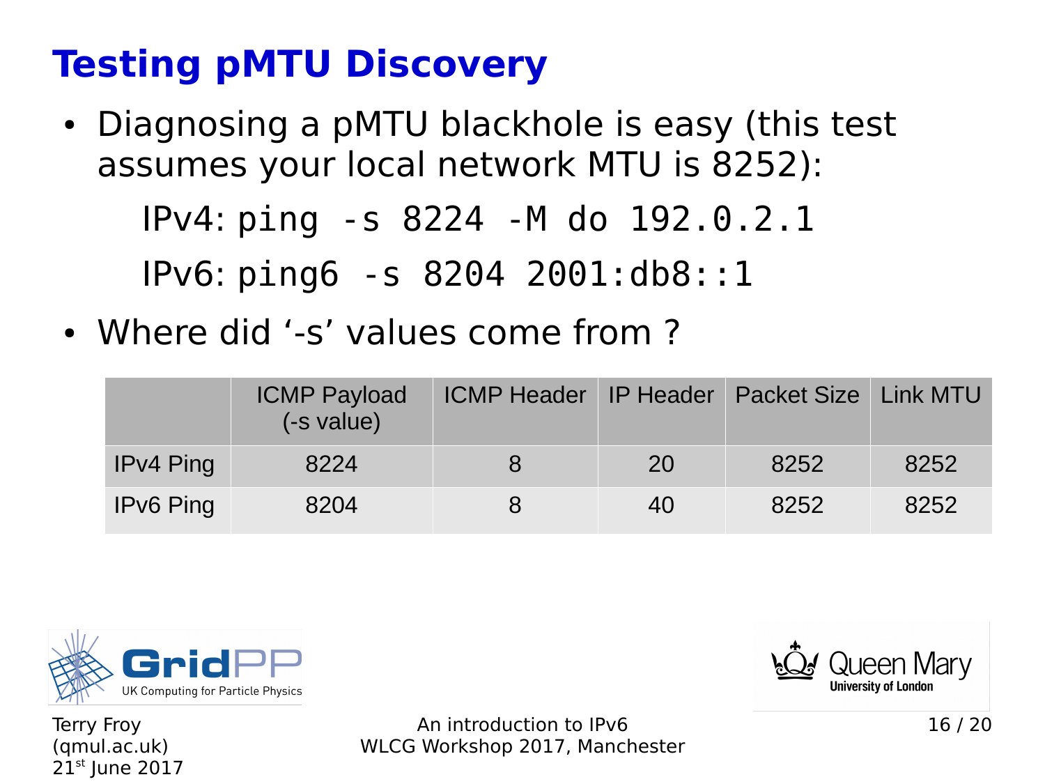# Testing pMTU Discovery

- Diagnosing a pMTU blackhole is easy (this test assumes your local network MTU is 8252):

  IPv4: `ping -s 8224 -M do 192.0.2.1`

  IPv6: `ping6 -s 8204 2001:db8::1`

- Where did '-s' values come from ?

| | ICMP Payload (-s value) | ICMP Header | IP Header | Packet Size | Link MTU |
|---|---|---|---|---|---|
| IPv4 Ping | 8224 | 8 | 20 | 8252 | 8252 |
| IPv6 Ping | 8204 | 8 | 40 | 8252 | 8252 |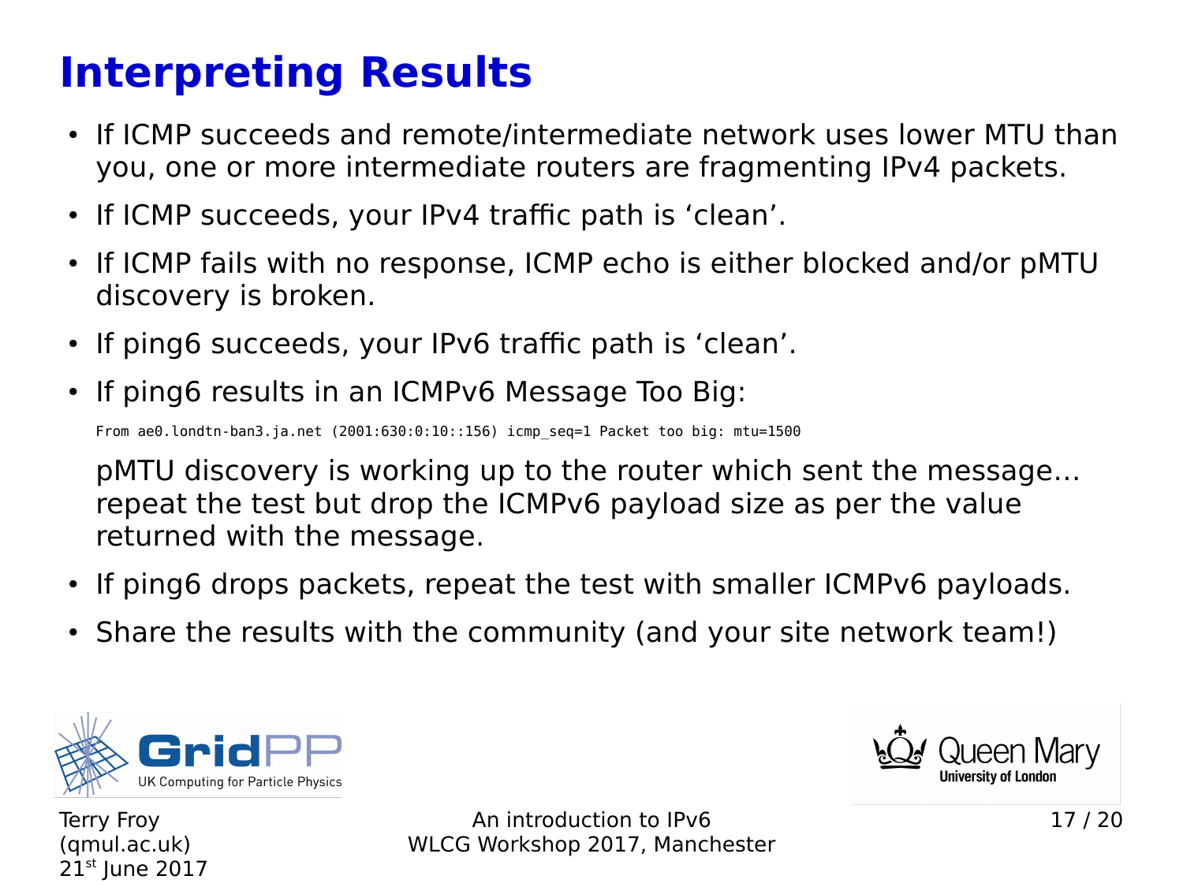# Interpreting Results

- If ICMP succeeds and remote/intermediate network uses lower MTU than you, one or more intermediate routers are fragmenting IPv4 packets.
- If ICMP succeeds, your IPv4 traffic path is ‘clean’.
- If ICMP fails with no response, ICMP echo is either blocked and/or pMTU discovery is broken.
- If ping6 succeeds, your IPv6 traffic path is ‘clean’.
- If ping6 results in an ICMPv6 Message Too Big:

  ```
  From ae0.londtn-ban3.ja.net (2001:630:0:10::156) icmp_seq=1 Packet too big: mtu=1500
  ```

  pMTU discovery is working up to the router which sent the message… repeat the test but drop the ICMPv6 payload size as per the value returned with the message.
- If ping6 drops packets, repeat the test with smaller ICMPv6 payloads.
- Share the results with the community (and your site network team!)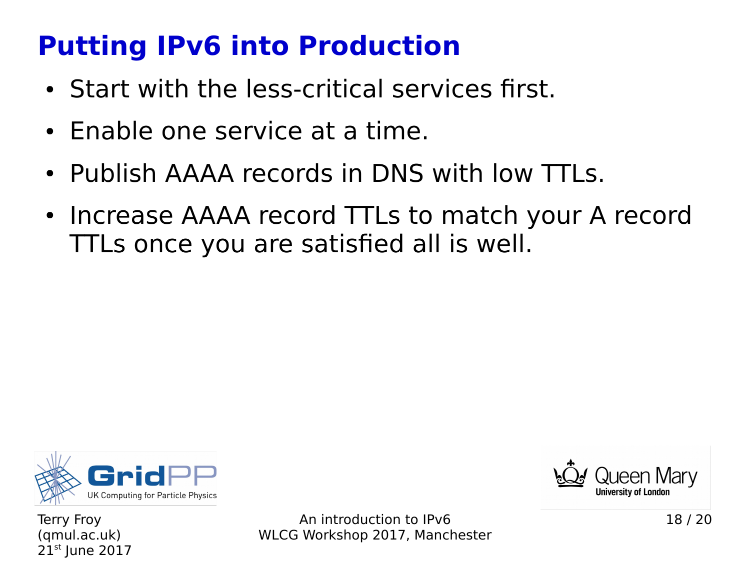# Putting IPv6 into Production

- Start with the less-critical services first.
- Enable one service at a time.
- Publish AAAA records in DNS with low TTLs.
- Increase AAAA record TTLs to match your A record TTLs once you are satisfied all is well.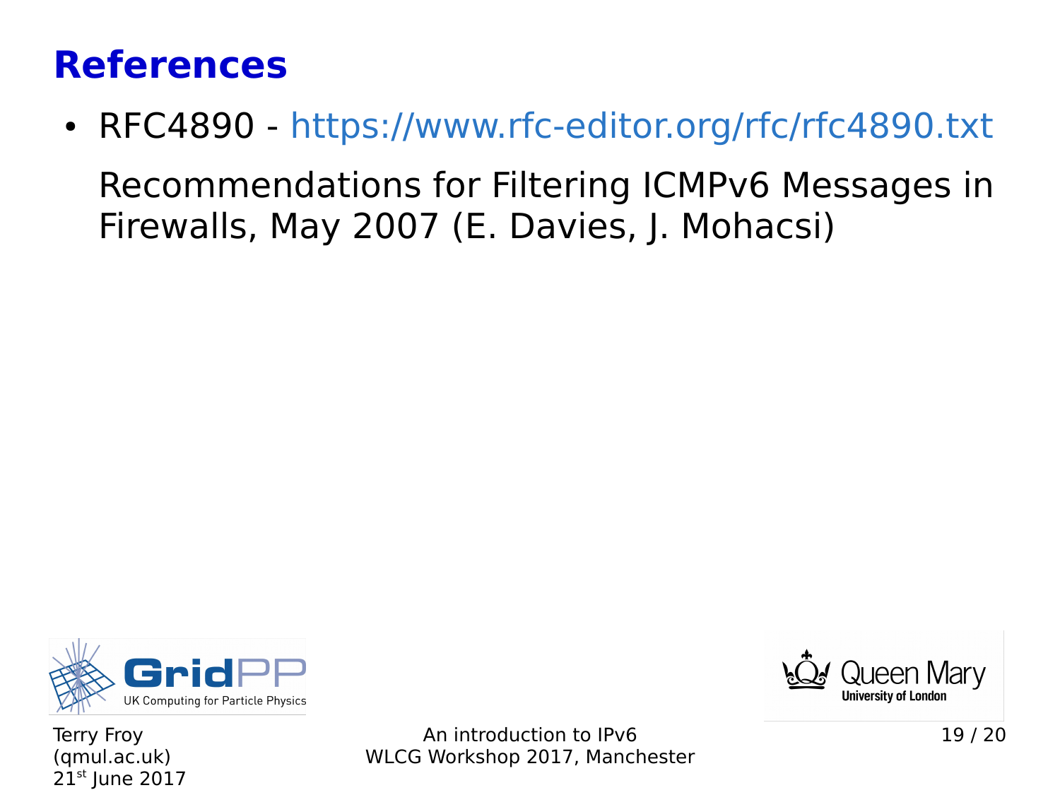# References

- RFC4890 - https://www.rfc-editor.org/rfc/rfc4890.txt

  Recommendations for Filtering ICMPv6 Messages in Firewalls, May 2007 (E. Davies, J. Mohacsi)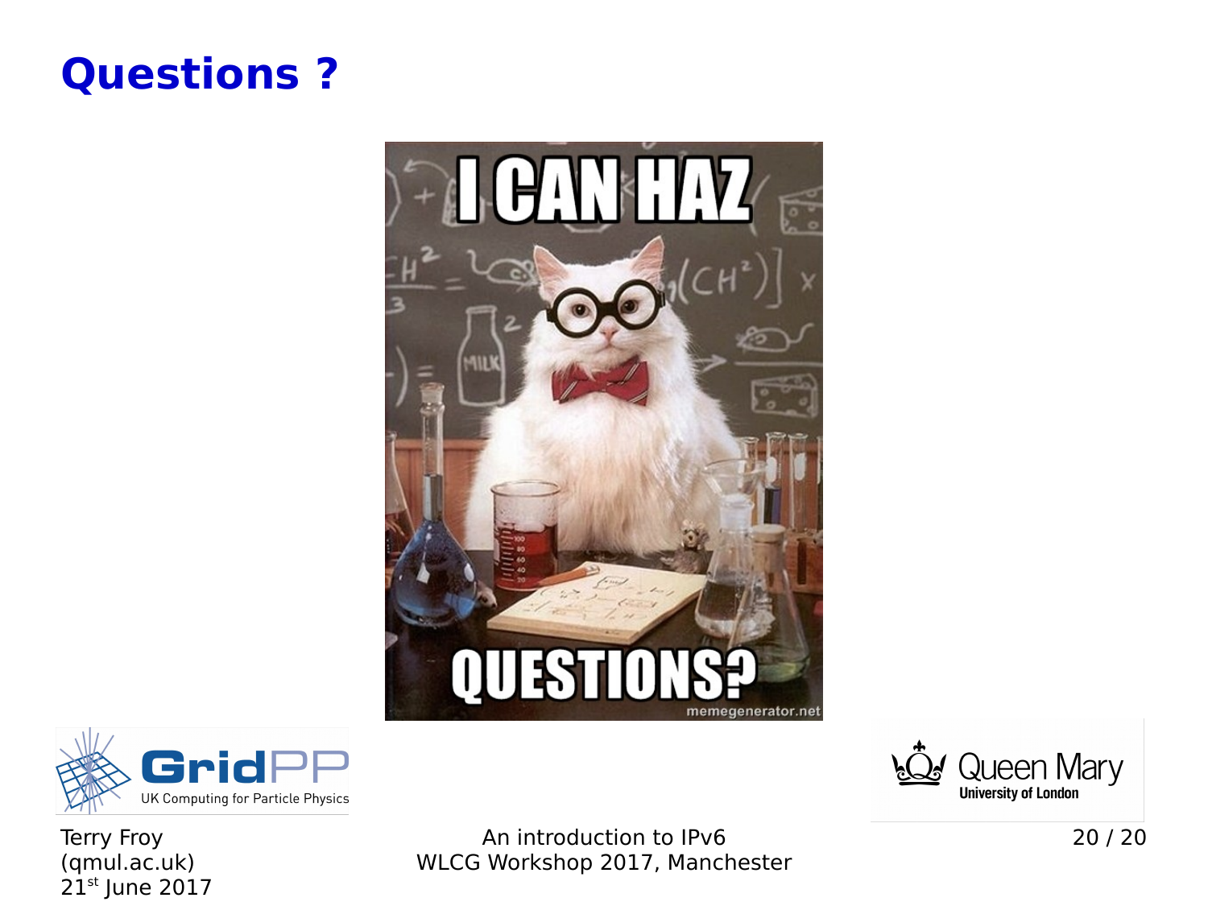# Questions ?